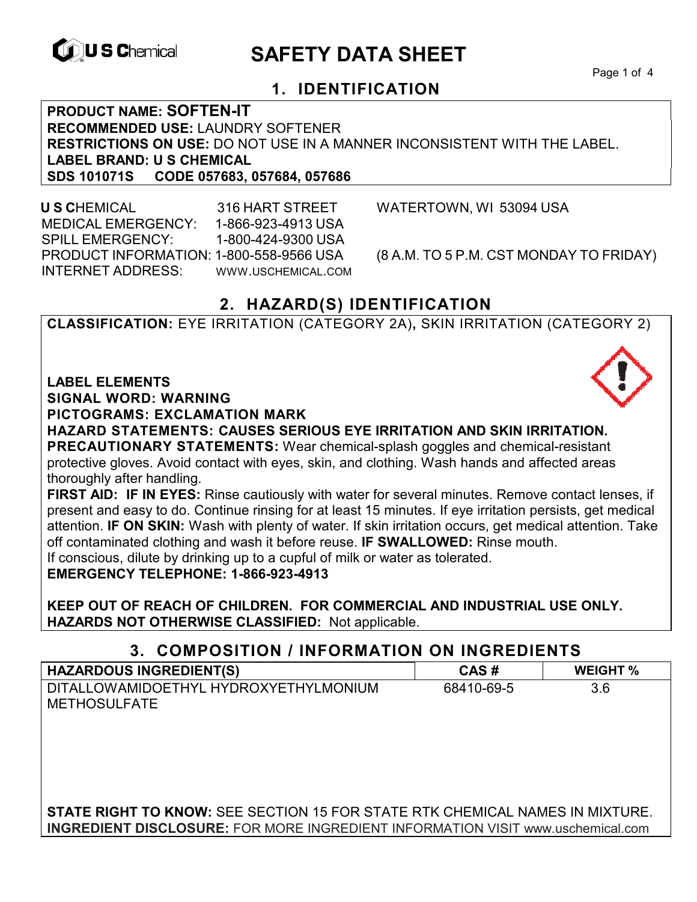# SAFETY DATA SHEET

## 1. IDENTIFICATION

**PRODUCT NAME: SOFTEN-IT**
**RECOMMENDED USE:** LAUNDRY SOFTENER
**RESTRICTIONS ON USE:** DO NOT USE IN A MANNER INCONSISTENT WITH THE LABEL.
**LABEL BRAND: U S CHEMICAL**
**SDS 101071S CODE 057683, 057684, 057686**

**U S C**HEMICAL 316 HART STREET WATERTOWN, WI 53094 USA
MEDICAL EMERGENCY: 1-866-923-4913 USA
SPILL EMERGENCY: 1-800-424-9300 USA
PRODUCT INFORMATION: 1-800-558-9566 USA (8 A.M. TO 5 P.M. CST MONDAY TO FRIDAY)
INTERNET ADDRESS: WWW.USCHEMICAL.COM

## 2. HAZARD(S) IDENTIFICATION

**CLASSIFICATION:** EYE IRRITATION (CATEGORY 2A)**,** SKIN IRRITATION (CATEGORY 2)

**LABEL ELEMENTS**
**SIGNAL WORD: WARNING**
**PICTOGRAMS: EXCLAMATION MARK**
**HAZARD STATEMENTS: CAUSES SERIOUS EYE IRRITATION AND SKIN IRRITATION.**
**PRECAUTIONARY STATEMENTS:** Wear chemical-splash goggles and chemical-resistant protective gloves. Avoid contact with eyes, skin, and clothing. Wash hands and affected areas thoroughly after handling.
**FIRST AID: IF IN EYES:** Rinse cautiously with water for several minutes. Remove contact lenses, if present and easy to do. Continue rinsing for at least 15 minutes. If eye irritation persists, get medical attention. **IF ON SKIN:** Wash with plenty of water. If skin irritation occurs, get medical attention. Take off contaminated clothing and wash it before reuse. **IF SWALLOWED:** Rinse mouth.
If conscious, dilute by drinking up to a cupful of milk or water as tolerated.
**EMERGENCY TELEPHONE: 1-866-923-4913**

**KEEP OUT OF REACH OF CHILDREN. FOR COMMERCIAL AND INDUSTRIAL USE ONLY.**
**HAZARDS NOT OTHERWISE CLASSIFIED:** Not applicable.

## 3. COMPOSITION / INFORMATION ON INGREDIENTS

| HAZARDOUS INGREDIENT(S) | CAS # | WEIGHT % |
|---|---|---|
| DITALLOWAMIDOETHYL HYDROXYETHYLMONIUM METHOSULFATE | 68410-69-5 | 3.6 |

**STATE RIGHT TO KNOW:** SEE SECTION 15 FOR STATE RTK CHEMICAL NAMES IN MIXTURE.
**INGREDIENT DISCLOSURE:** FOR MORE INGREDIENT INFORMATION VISIT www.uschemical.com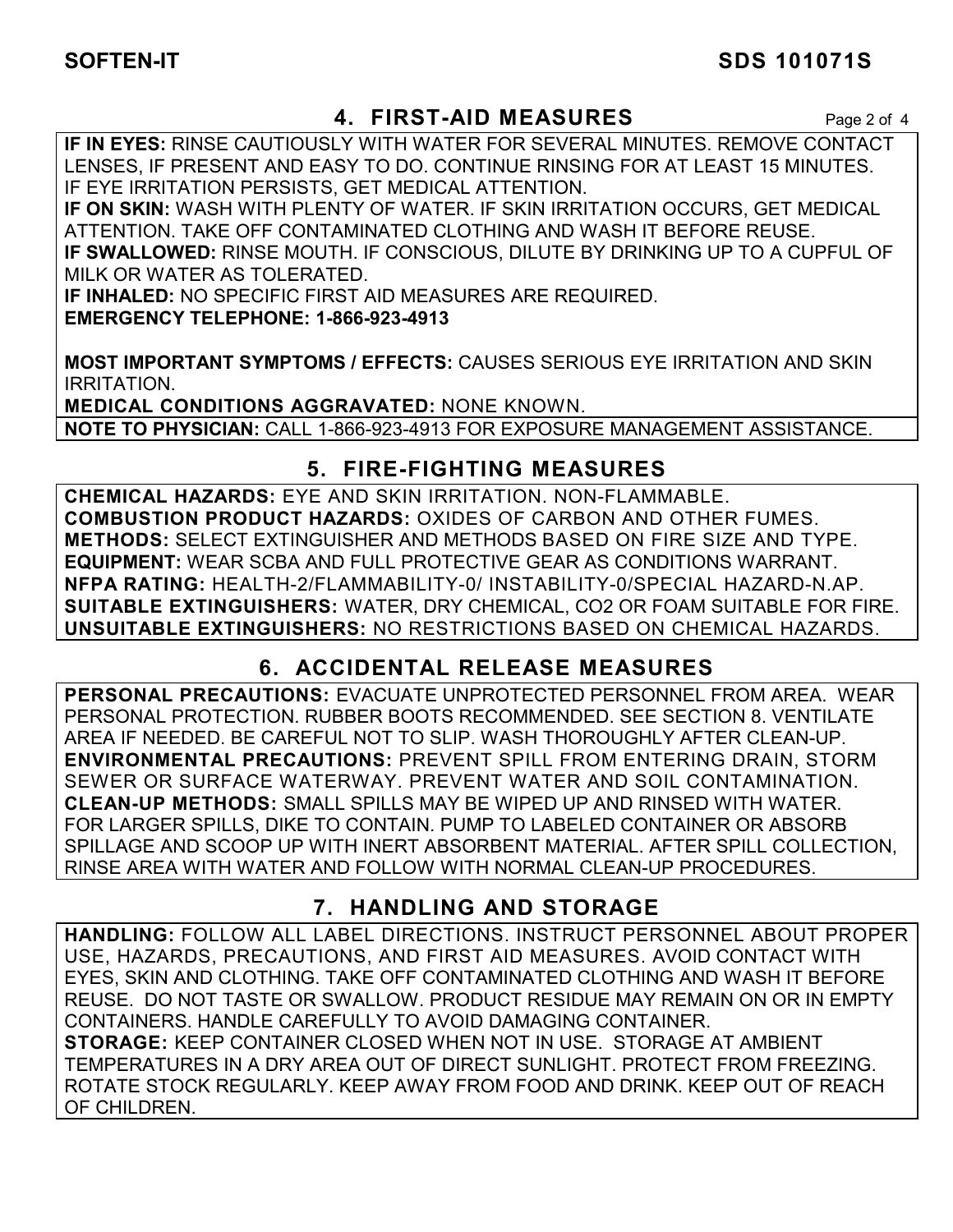## 4. FIRST-AID MEASURES

**IF IN EYES:** RINSE CAUTIOUSLY WITH WATER FOR SEVERAL MINUTES. REMOVE CONTACT LENSES, IF PRESENT AND EASY TO DO. CONTINUE RINSING FOR AT LEAST 15 MINUTES. IF EYE IRRITATION PERSISTS, GET MEDICAL ATTENTION.
**IF ON SKIN:** WASH WITH PLENTY OF WATER. IF SKIN IRRITATION OCCURS, GET MEDICAL ATTENTION. TAKE OFF CONTAMINATED CLOTHING AND WASH IT BEFORE REUSE.
**IF SWALLOWED:** RINSE MOUTH. IF CONSCIOUS, DILUTE BY DRINKING UP TO A CUPFUL OF MILK OR WATER AS TOLERATED.
**IF INHALED:** NO SPECIFIC FIRST AID MEASURES ARE REQUIRED.
**EMERGENCY TELEPHONE: 1-866-923-4913**

**MOST IMPORTANT SYMPTOMS / EFFECTS:** CAUSES SERIOUS EYE IRRITATION AND SKIN IRRITATION.
**MEDICAL CONDITIONS AGGRAVATED:** NONE KNOWN.
**NOTE TO PHYSICIAN:** CALL 1-866-923-4913 FOR EXPOSURE MANAGEMENT ASSISTANCE.

## 5. FIRE-FIGHTING MEASURES

**CHEMICAL HAZARDS:** EYE AND SKIN IRRITATION. NON-FLAMMABLE.
**COMBUSTION PRODUCT HAZARDS:** OXIDES OF CARBON AND OTHER FUMES.
**METHODS:** SELECT EXTINGUISHER AND METHODS BASED ON FIRE SIZE AND TYPE.
**EQUIPMENT:** WEAR SCBA AND FULL PROTECTIVE GEAR AS CONDITIONS WARRANT.
**NFPA RATING:** HEALTH-2/FLAMMABILITY-0/ INSTABILITY-0/SPECIAL HAZARD-N.AP.
**SUITABLE EXTINGUISHERS:** WATER, DRY CHEMICAL, CO2 OR FOAM SUITABLE FOR FIRE.
**UNSUITABLE EXTINGUISHERS:** NO RESTRICTIONS BASED ON CHEMICAL HAZARDS.

## 6. ACCIDENTAL RELEASE MEASURES

**PERSONAL PRECAUTIONS:** EVACUATE UNPROTECTED PERSONNEL FROM AREA. WEAR PERSONAL PROTECTION. RUBBER BOOTS RECOMMENDED. SEE SECTION 8. VENTILATE AREA IF NEEDED. BE CAREFUL NOT TO SLIP. WASH THOROUGHLY AFTER CLEAN-UP.
**ENVIRONMENTAL PRECAUTIONS:** PREVENT SPILL FROM ENTERING DRAIN, STORM SEWER OR SURFACE WATERWAY. PREVENT WATER AND SOIL CONTAMINATION.
**CLEAN-UP METHODS:** SMALL SPILLS MAY BE WIPED UP AND RINSED WITH WATER. FOR LARGER SPILLS, DIKE TO CONTAIN. PUMP TO LABELED CONTAINER OR ABSORB SPILLAGE AND SCOOP UP WITH INERT ABSORBENT MATERIAL. AFTER SPILL COLLECTION, RINSE AREA WITH WATER AND FOLLOW WITH NORMAL CLEAN-UP PROCEDURES.

## 7. HANDLING AND STORAGE

**HANDLING:** FOLLOW ALL LABEL DIRECTIONS. INSTRUCT PERSONNEL ABOUT PROPER USE, HAZARDS, PRECAUTIONS, AND FIRST AID MEASURES. AVOID CONTACT WITH EYES, SKIN AND CLOTHING. TAKE OFF CONTAMINATED CLOTHING AND WASH IT BEFORE REUSE. DO NOT TASTE OR SWALLOW. PRODUCT RESIDUE MAY REMAIN ON OR IN EMPTY CONTAINERS. HANDLE CAREFULLY TO AVOID DAMAGING CONTAINER.
**STORAGE:** KEEP CONTAINER CLOSED WHEN NOT IN USE. STORAGE AT AMBIENT TEMPERATURES IN A DRY AREA OUT OF DIRECT SUNLIGHT. PROTECT FROM FREEZING. ROTATE STOCK REGULARLY. KEEP AWAY FROM FOOD AND DRINK. KEEP OUT OF REACH OF CHILDREN.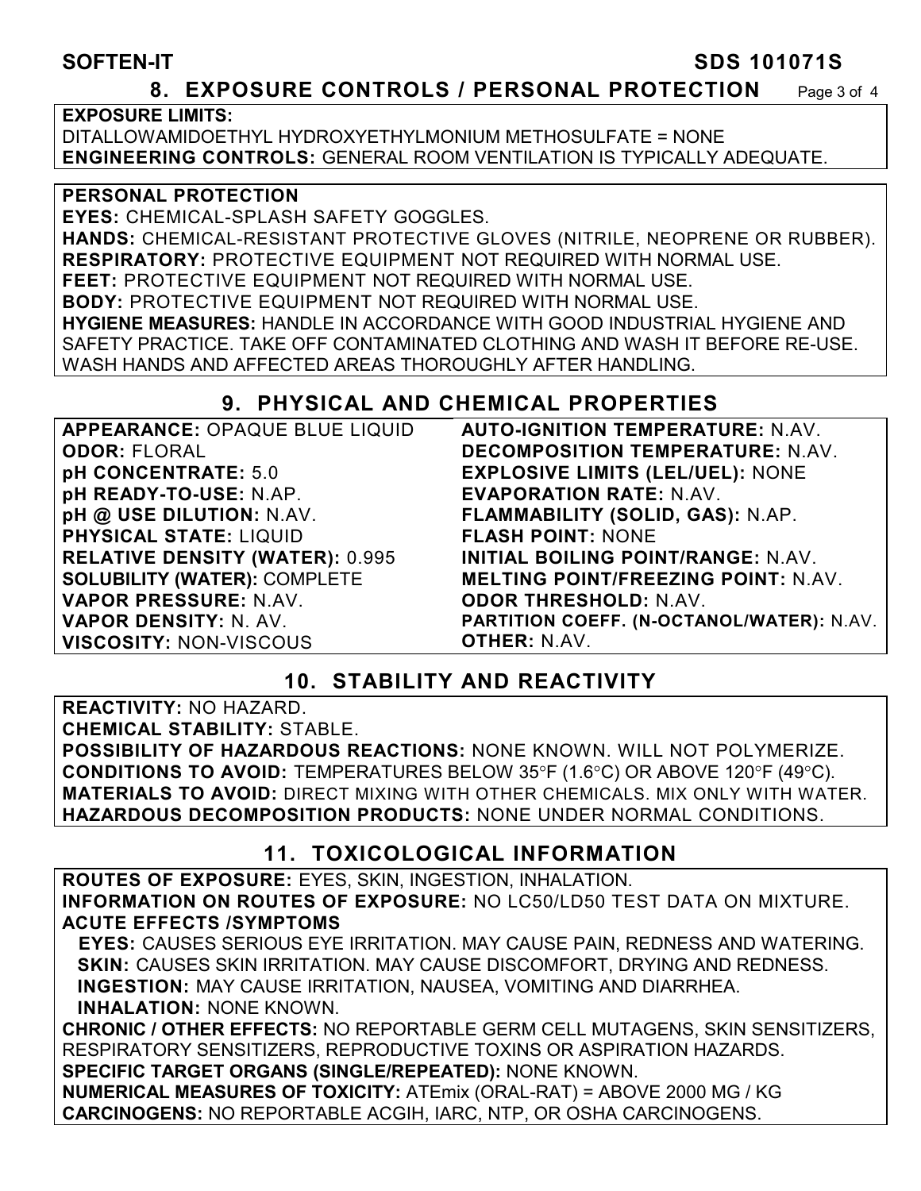## 8. EXPOSURE CONTROLS / PERSONAL PROTECTION

**EXPOSURE LIMITS:**
DITALLOWAMIDOETHYL HYDROXYETHYLMONIUM METHOSULFATE = NONE
**ENGINEERING CONTROLS:** GENERAL ROOM VENTILATION IS TYPICALLY ADEQUATE.

**PERSONAL PROTECTION**
**EYES:** CHEMICAL-SPLASH SAFETY GOGGLES.
**HANDS:** CHEMICAL-RESISTANT PROTECTIVE GLOVES (NITRILE, NEOPRENE OR RUBBER).
**RESPIRATORY:** PROTECTIVE EQUIPMENT NOT REQUIRED WITH NORMAL USE.
**FEET:** PROTECTIVE EQUIPMENT NOT REQUIRED WITH NORMAL USE.
**BODY:** PROTECTIVE EQUIPMENT NOT REQUIRED WITH NORMAL USE.
**HYGIENE MEASURES:** HANDLE IN ACCORDANCE WITH GOOD INDUSTRIAL HYGIENE AND SAFETY PRACTICE. TAKE OFF CONTAMINATED CLOTHING AND WASH IT BEFORE RE-USE. WASH HANDS AND AFFECTED AREAS THOROUGHLY AFTER HANDLING.

## 9. PHYSICAL AND CHEMICAL PROPERTIES

**APPEARANCE:** OPAQUE BLUE LIQUID
**ODOR:** FLORAL
**pH CONCENTRATE:** 5.0
**pH READY-TO-USE:** N.AP.
**pH @ USE DILUTION:** N.AV.
**PHYSICAL STATE:** LIQUID
**RELATIVE DENSITY (WATER):** 0.995
**SOLUBILITY (WATER):** COMPLETE
**VAPOR PRESSURE:** N.AV.
**VAPOR DENSITY:** N. AV.
**VISCOSITY:** NON-VISCOUS
**AUTO-IGNITION TEMPERATURE:** N.AV.
**DECOMPOSITION TEMPERATURE:** N.AV.
**EXPLOSIVE LIMITS (LEL/UEL):** NONE
**EVAPORATION RATE:** N.AV.
**FLAMMABILITY (SOLID, GAS):** N.AP.
**FLASH POINT:** NONE
**INITIAL BOILING POINT/RANGE:** N.AV.
**MELTING POINT/FREEZING POINT:** N.AV.
**ODOR THRESHOLD:** N.AV.
**PARTITION COEFF. (N-OCTANOL/WATER):** N.AV.
**OTHER:** N.AV.

## 10. STABILITY AND REACTIVITY

**REACTIVITY:** NO HAZARD.
**CHEMICAL STABILITY:** STABLE.
**POSSIBILITY OF HAZARDOUS REACTIONS:** NONE KNOWN. WILL NOT POLYMERIZE.
**CONDITIONS TO AVOID:** TEMPERATURES BELOW 35°F (1.6°C) OR ABOVE 120°F (49°C).
**MATERIALS TO AVOID:** DIRECT MIXING WITH OTHER CHEMICALS. MIX ONLY WITH WATER.
**HAZARDOUS DECOMPOSITION PRODUCTS:** NONE UNDER NORMAL CONDITIONS.

## 11. TOXICOLOGICAL INFORMATION

**ROUTES OF EXPOSURE:** EYES, SKIN, INGESTION, INHALATION.
**INFORMATION ON ROUTES OF EXPOSURE:** NO LC50/LD50 TEST DATA ON MIXTURE.
**ACUTE EFFECTS /SYMPTOMS**
- **EYES:** CAUSES SERIOUS EYE IRRITATION. MAY CAUSE PAIN, REDNESS AND WATERING.
- **SKIN:** CAUSES SKIN IRRITATION. MAY CAUSE DISCOMFORT, DRYING AND REDNESS.
- **INGESTION:** MAY CAUSE IRRITATION, NAUSEA, VOMITING AND DIARRHEA.
- **INHALATION:** NONE KNOWN.

**CHRONIC / OTHER EFFECTS:** NO REPORTABLE GERM CELL MUTAGENS, SKIN SENSITIZERS, RESPIRATORY SENSITIZERS, REPRODUCTIVE TOXINS OR ASPIRATION HAZARDS.
**SPECIFIC TARGET ORGANS (SINGLE/REPEATED):** NONE KNOWN.
**NUMERICAL MEASURES OF TOXICITY:** ATEmix (ORAL-RAT) = ABOVE 2000 MG / KG
**CARCINOGENS:** NO REPORTABLE ACGIH, IARC, NTP, OR OSHA CARCINOGENS.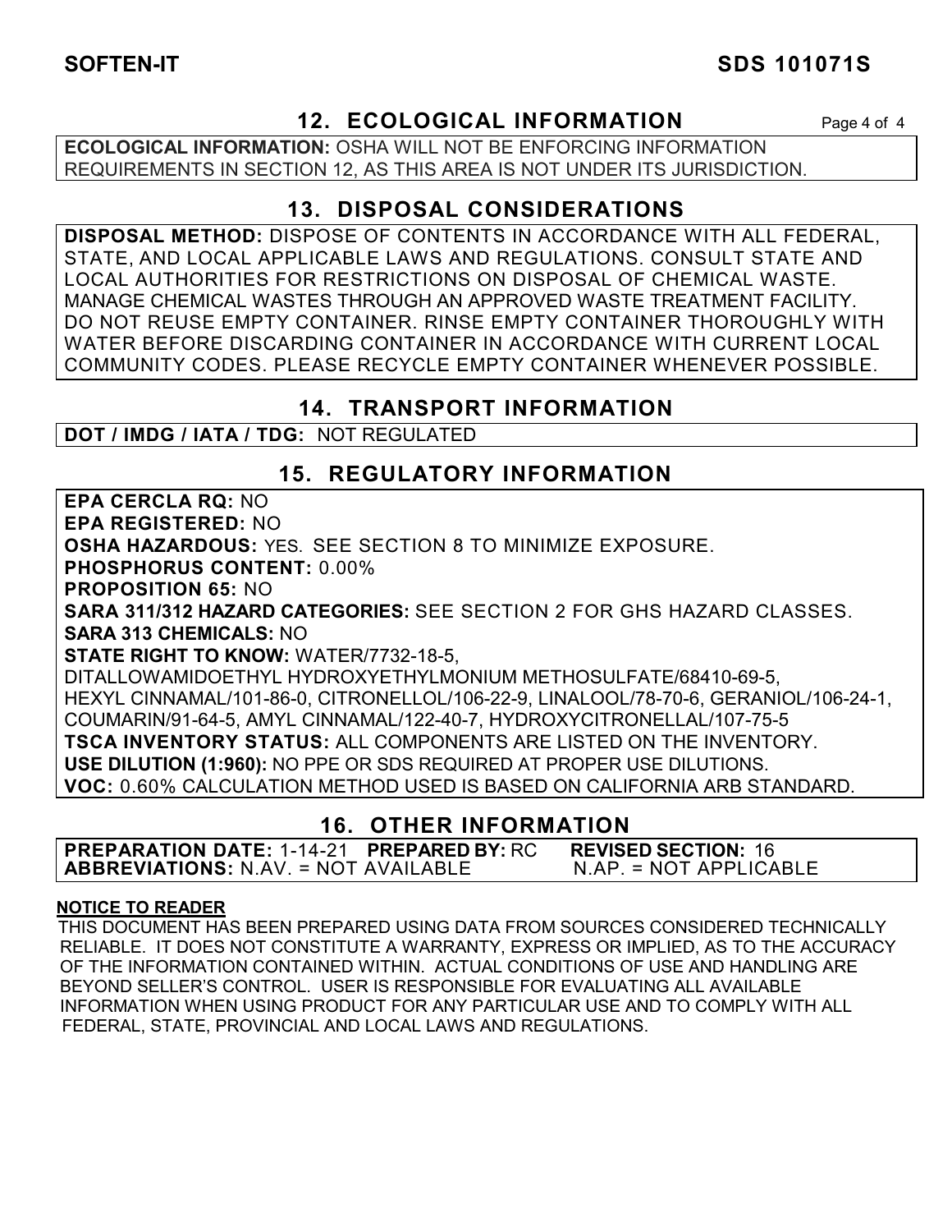## 12. ECOLOGICAL INFORMATION

**ECOLOGICAL INFORMATION:** OSHA WILL NOT BE ENFORCING INFORMATION REQUIREMENTS IN SECTION 12, AS THIS AREA IS NOT UNDER ITS JURISDICTION.

## 13. DISPOSAL CONSIDERATIONS

**DISPOSAL METHOD:** DISPOSE OF CONTENTS IN ACCORDANCE WITH ALL FEDERAL, STATE, AND LOCAL APPLICABLE LAWS AND REGULATIONS. CONSULT STATE AND LOCAL AUTHORITIES FOR RESTRICTIONS ON DISPOSAL OF CHEMICAL WASTE. MANAGE CHEMICAL WASTES THROUGH AN APPROVED WASTE TREATMENT FACILITY. DO NOT REUSE EMPTY CONTAINER. RINSE EMPTY CONTAINER THOROUGHLY WITH WATER BEFORE DISCARDING CONTAINER IN ACCORDANCE WITH CURRENT LOCAL COMMUNITY CODES. PLEASE RECYCLE EMPTY CONTAINER WHENEVER POSSIBLE.

## 14. TRANSPORT INFORMATION

**DOT / IMDG / IATA / TDG:** NOT REGULATED

## 15. REGULATORY INFORMATION

**EPA CERCLA RQ:** NO
**EPA REGISTERED:** NO
**OSHA HAZARDOUS:** YES. SEE SECTION 8 TO MINIMIZE EXPOSURE.
**PHOSPHORUS CONTENT:** 0.00%
**PROPOSITION 65:** NO
**SARA 311/312 HAZARD CATEGORIES:** SEE SECTION 2 FOR GHS HAZARD CLASSES.
**SARA 313 CHEMICALS:** NO
**STATE RIGHT TO KNOW:** WATER/7732-18-5, DITALLOWAMIDOETHYL HYDROXYETHYLMONIUM METHOSULFATE/68410-69-5, HEXYL CINNAMAL/101-86-0, CITRONELLOL/106-22-9, LINALOOL/78-70-6, GERANIOL/106-24-1, COUMARIN/91-64-5, AMYL CINNAMAL/122-40-7, HYDROXYCITRONELLAL/107-75-5
**TSCA INVENTORY STATUS:** ALL COMPONENTS ARE LISTED ON THE INVENTORY.
**USE DILUTION (1:960):** NO PPE OR SDS REQUIRED AT PROPER USE DILUTIONS.
**VOC:** 0.60% CALCULATION METHOD USED IS BASED ON CALIFORNIA ARB STANDARD.

## 16. OTHER INFORMATION

**PREPARATION DATE:** 1-14-21 **PREPARED BY:** RC **REVISED SECTION:** 16
**ABBREVIATIONS:** N.AV. = NOT AVAILABLE N.AP. = NOT APPLICABLE

**NOTICE TO READER**

THIS DOCUMENT HAS BEEN PREPARED USING DATA FROM SOURCES CONSIDERED TECHNICALLY RELIABLE. IT DOES NOT CONSTITUTE A WARRANTY, EXPRESS OR IMPLIED, AS TO THE ACCURACY OF THE INFORMATION CONTAINED WITHIN. ACTUAL CONDITIONS OF USE AND HANDLING ARE BEYOND SELLER'S CONTROL. USER IS RESPONSIBLE FOR EVALUATING ALL AVAILABLE INFORMATION WHEN USING PRODUCT FOR ANY PARTICULAR USE AND TO COMPLY WITH ALL FEDERAL, STATE, PROVINCIAL AND LOCAL LAWS AND REGULATIONS.